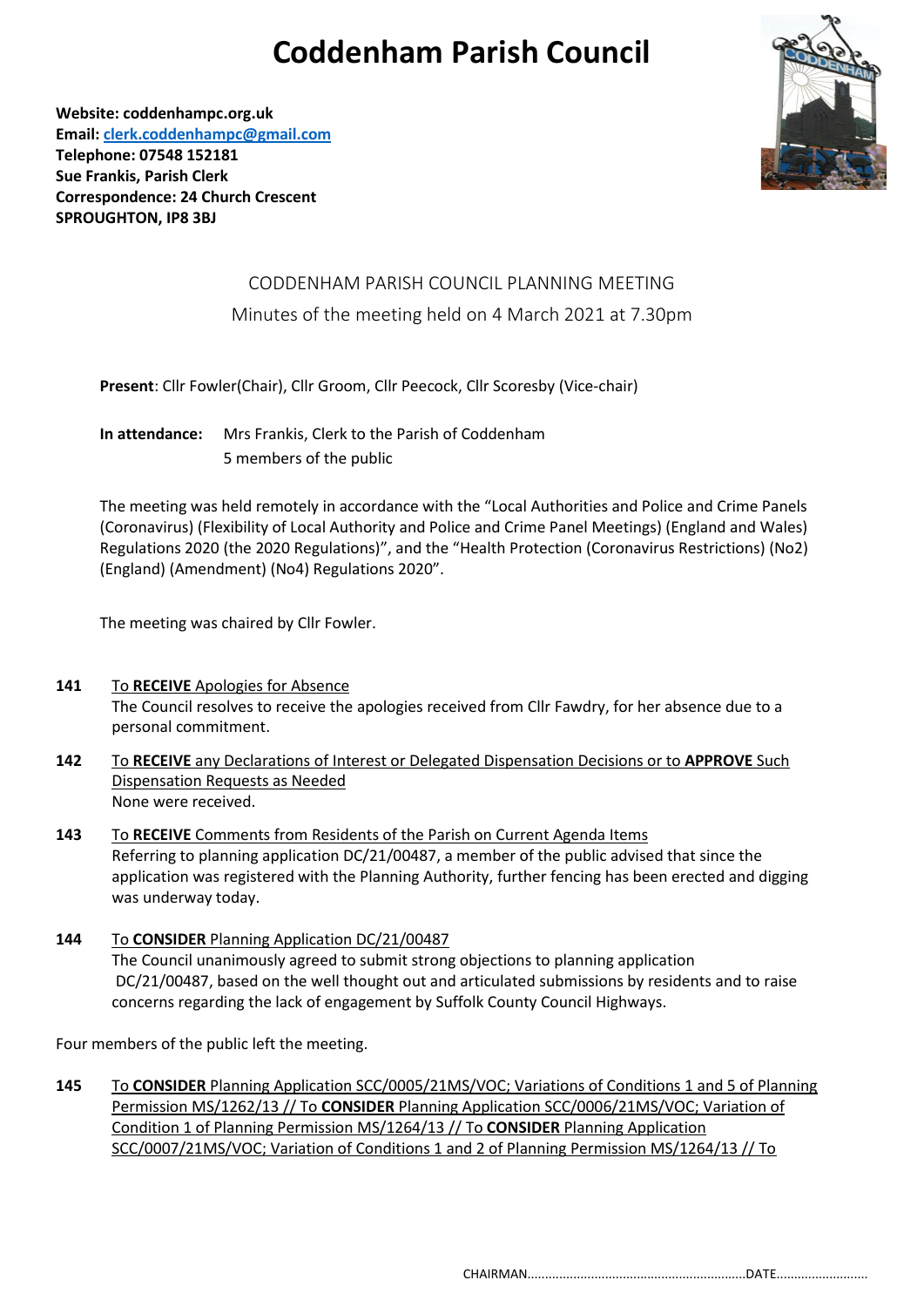# Coddenham Parish Council

**Website: coddenhampc.org.uk**
**Email: clerk.coddenhampc@gmail.com**
**Telephone: 07548 152181**
**Sue Frankis, Parish Clerk**
**Correspondence: 24 Church Crescent**
**SPROUGHTON, IP8 3BJ**

CODDENHAM PARISH COUNCIL PLANNING MEETING

Minutes of the meeting held on 4 March 2021 at 7.30pm

**Present**: Cllr Fowler(Chair), Cllr Groom, Cllr Peecock, Cllr Scoresby (Vice-chair)

**In attendance:** Mrs Frankis, Clerk to the Parish of Coddenham
5 members of the public

The meeting was held remotely in accordance with the "Local Authorities and Police and Crime Panels (Coronavirus) (Flexibility of Local Authority and Police and Crime Panel Meetings) (England and Wales) Regulations 2020 (the 2020 Regulations)", and the "Health Protection (Coronavirus Restrictions) (No2) (England) (Amendment) (No4) Regulations 2020".

The meeting was chaired by Cllr Fowler.

**141** To **RECEIVE** Apologies for Absence
The Council resolves to receive the apologies received from Cllr Fawdry, for her absence due to a personal commitment.

**142** To **RECEIVE** any Declarations of Interest or Delegated Dispensation Decisions or to **APPROVE** Such Dispensation Requests as Needed
None were received.

**143** To **RECEIVE** Comments from Residents of the Parish on Current Agenda Items
Referring to planning application DC/21/00487, a member of the public advised that since the application was registered with the Planning Authority, further fencing has been erected and digging was underway today.

**144** To **CONSIDER** Planning Application DC/21/00487
The Council unanimously agreed to submit strong objections to planning application DC/21/00487, based on the well thought out and articulated submissions by residents and to raise concerns regarding the lack of engagement by Suffolk County Council Highways.

Four members of the public left the meeting.

**145** To **CONSIDER** Planning Application SCC/0005/21MS/VOC; Variations of Conditions 1 and 5 of Planning Permission MS/1262/13 // To **CONSIDER** Planning Application SCC/0006/21MS/VOC; Variation of Condition 1 of Planning Permission MS/1264/13 // To **CONSIDER** Planning Application SCC/0007/21MS/VOC; Variation of Conditions 1 and 2 of Planning Permission MS/1264/13 // To

CHAIRMAN..............................................................DATE..........................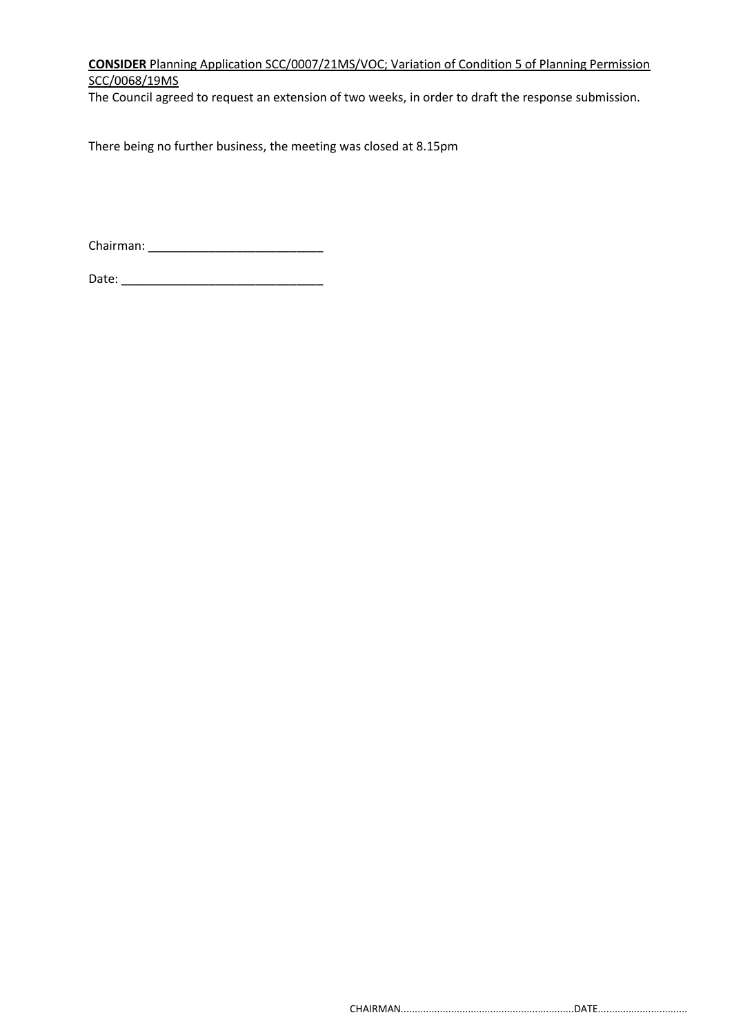**CONSIDER** Planning Application SCC/0007/21MS/VOC; Variation of Condition 5 of Planning Permission SCC/0068/19MS

The Council agreed to request an extension of two weeks, in order to draft the response submission.

There being no further business, the meeting was closed at 8.15pm

Chairman: ___________________________

Date: _______________________________

CHAIRMAN..............................................................DATE................................